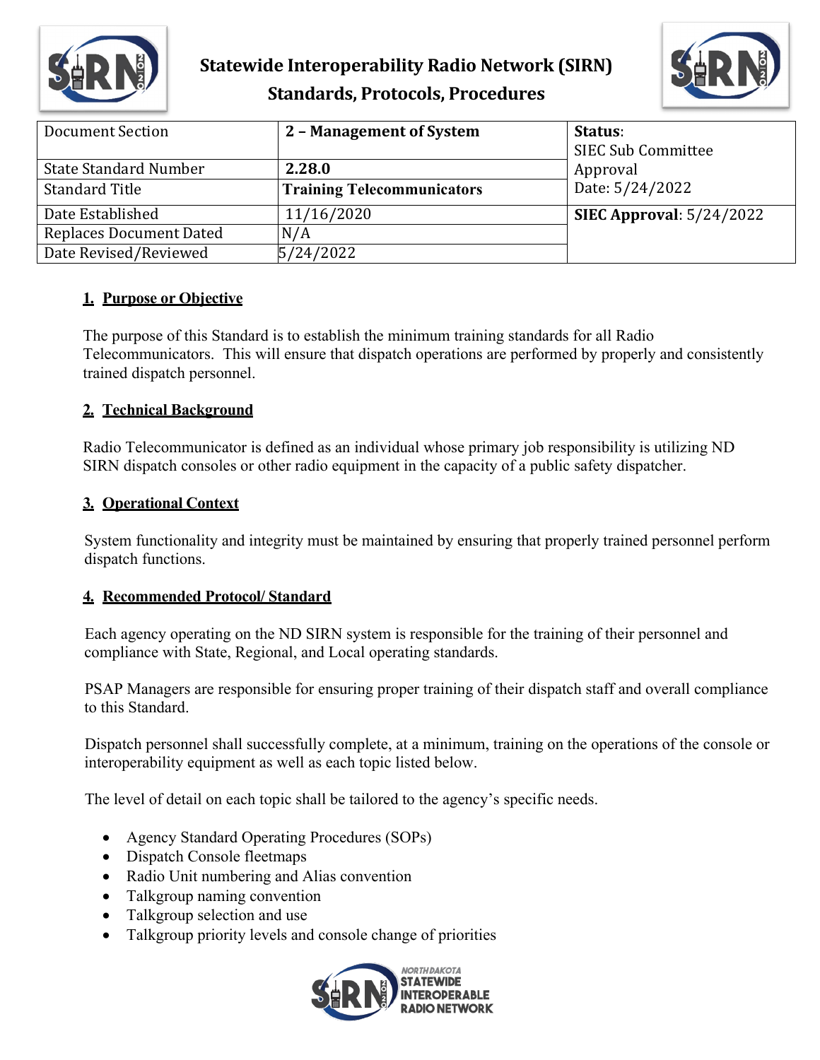# Statewide Interoperability Radio Network (SIRN) Standards, Protocols, Procedures

| Document Section | 2 – Management of System | Status: SIEC Sub Committee Approval Date: 5/24/2022 |
|---|---|---|
| State Standard Number | 2.28.0 | |
| Standard Title | Training Telecommunicators | |
| Date Established | 11/16/2020 | SIEC Approval: 5/24/2022 |
| Replaces Document Dated | N/A | |
| Date Revised/Reviewed | 5/24/2022 | |

## 1. Purpose or Objective

The purpose of this Standard is to establish the minimum training standards for all Radio Telecommunicators. This will ensure that dispatch operations are performed by properly and consistently trained dispatch personnel.

## 2. Technical Background

Radio Telecommunicator is defined as an individual whose primary job responsibility is utilizing ND SIRN dispatch consoles or other radio equipment in the capacity of a public safety dispatcher.

## 3. Operational Context

System functionality and integrity must be maintained by ensuring that properly trained personnel perform dispatch functions.

## 4. Recommended Protocol/ Standard

Each agency operating on the ND SIRN system is responsible for the training of their personnel and compliance with State, Regional, and Local operating standards.

PSAP Managers are responsible for ensuring proper training of their dispatch staff and overall compliance to this Standard.

Dispatch personnel shall successfully complete, at a minimum, training on the operations of the console or interoperability equipment as well as each topic listed below.

The level of detail on each topic shall be tailored to the agency's specific needs.

- Agency Standard Operating Procedures (SOPs)
- Dispatch Console fleetmaps
- Radio Unit numbering and Alias convention
- Talkgroup naming convention
- Talkgroup selection and use
- Talkgroup priority levels and console change of priorities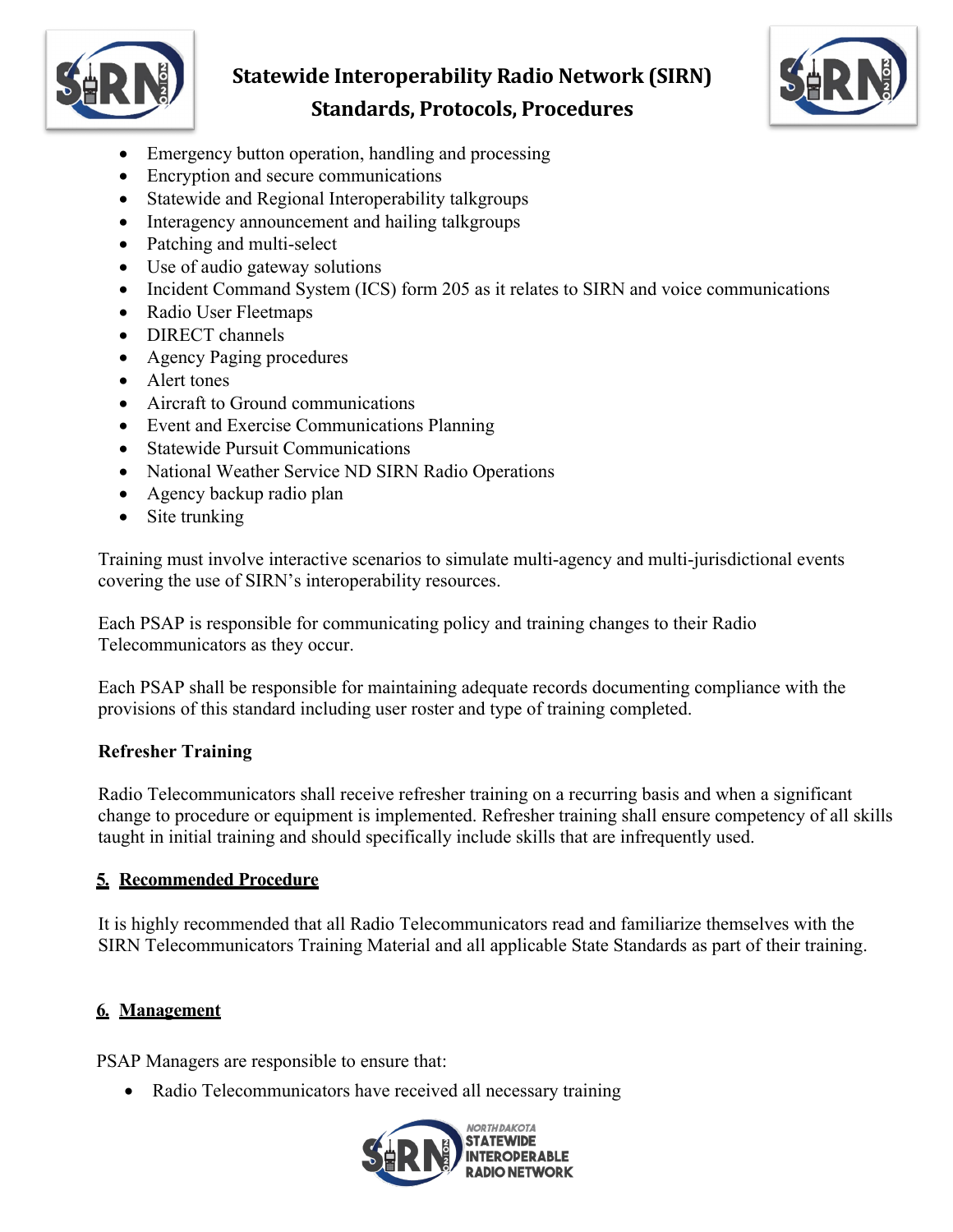- Emergency button operation, handling and processing
- Encryption and secure communications
- Statewide and Regional Interoperability talkgroups
- Interagency announcement and hailing talkgroups
- Patching and multi-select
- Use of audio gateway solutions
- Incident Command System (ICS) form 205 as it relates to SIRN and voice communications
- Radio User Fleetmaps
- DIRECT channels
- Agency Paging procedures
- Alert tones
- Aircraft to Ground communications
- Event and Exercise Communications Planning
- Statewide Pursuit Communications
- National Weather Service ND SIRN Radio Operations
- Agency backup radio plan
- Site trunking

Training must involve interactive scenarios to simulate multi-agency and multi-jurisdictional events covering the use of SIRN's interoperability resources.

Each PSAP is responsible for communicating policy and training changes to their Radio Telecommunicators as they occur.

Each PSAP shall be responsible for maintaining adequate records documenting compliance with the provisions of this standard including user roster and type of training completed.

**Refresher Training**

Radio Telecommunicators shall receive refresher training on a recurring basis and when a significant change to procedure or equipment is implemented. Refresher training shall ensure competency of all skills taught in initial training and should specifically include skills that are infrequently used.

## 5. Recommended Procedure

It is highly recommended that all Radio Telecommunicators read and familiarize themselves with the SIRN Telecommunicators Training Material and all applicable State Standards as part of their training.

## 6. Management

PSAP Managers are responsible to ensure that:

- Radio Telecommunicators have received all necessary training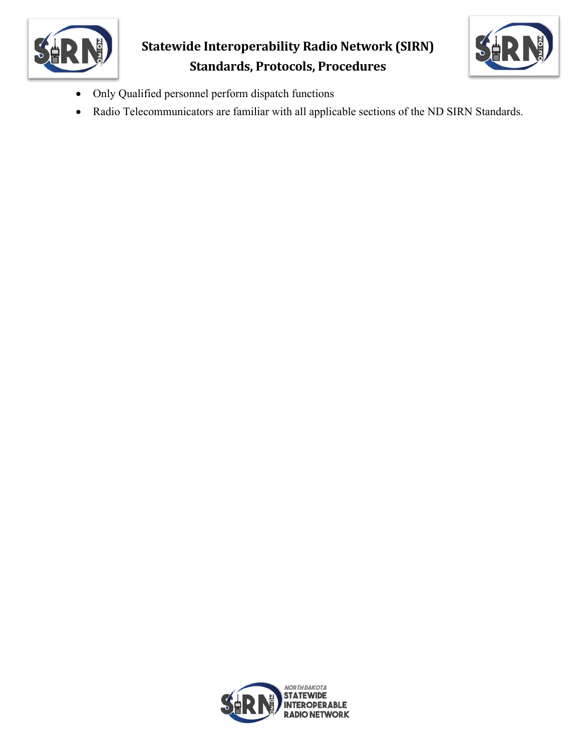- Only Qualified personnel perform dispatch functions
- Radio Telecommunicators are familiar with all applicable sections of the ND SIRN Standards.